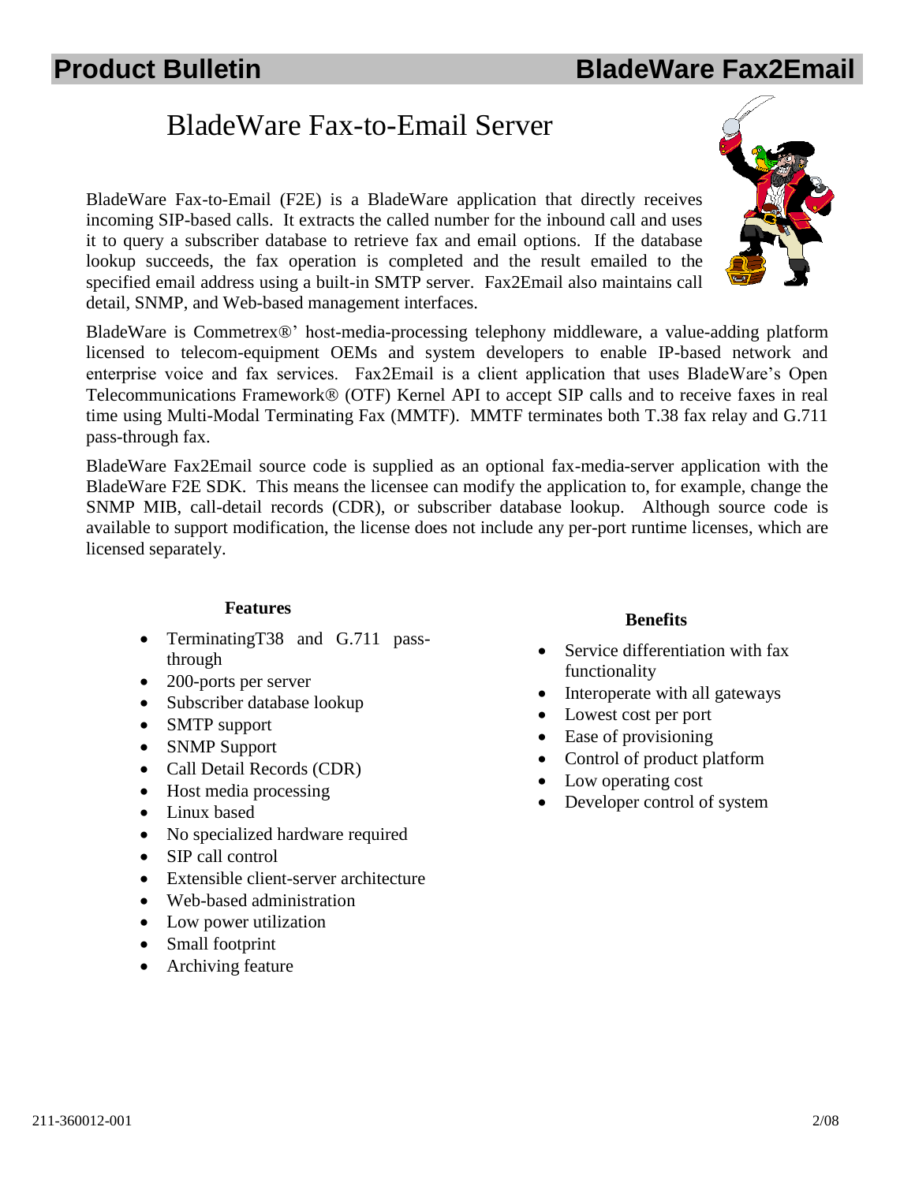# Product Bulletin — BladeWare Fax2Email

## BladeWare Fax-to-Email Server

BladeWare Fax-to-Email (F2E) is a BladeWare application that directly receives incoming SIP-based calls. It extracts the called number for the inbound call and uses it to query a subscriber database to retrieve fax and email options. If the database lookup succeeds, the fax operation is completed and the result emailed to the specified email address using a built-in SMTP server. Fax2Email also maintains call detail, SNMP, and Web-based management interfaces.

BladeWare is Commetrex®' host-media-processing telephony middleware, a value-adding platform licensed to telecom-equipment OEMs and system developers to enable IP-based network and enterprise voice and fax services. Fax2Email is a client application that uses BladeWare's Open Telecommunications Framework® (OTF) Kernel API to accept SIP calls and to receive faxes in real time using Multi-Modal Terminating Fax (MMTF). MMTF terminates both T.38 fax relay and G.711 pass-through fax.

BladeWare Fax2Email source code is supplied as an optional fax-media-server application with the BladeWare F2E SDK. This means the licensee can modify the application to, for example, change the SNMP MIB, call-detail records (CDR), or subscriber database lookup. Although source code is available to support modification, the license does not include any per-port runtime licenses, which are licensed separately.

**Features**

- TerminatingT38 and G.711 pass-through
- 200-ports per server
- Subscriber database lookup
- SMTP support
- SNMP Support
- Call Detail Records (CDR)
- Host media processing
- Linux based
- No specialized hardware required
- SIP call control
- Extensible client-server architecture
- Web-based administration
- Low power utilization
- Small footprint
- Archiving feature

**Benefits**

- Service differentiation with fax functionality
- Interoperate with all gateways
- Lowest cost per port
- Ease of provisioning
- Control of product platform
- Low operating cost
- Developer control of system

211-360012-001 2/08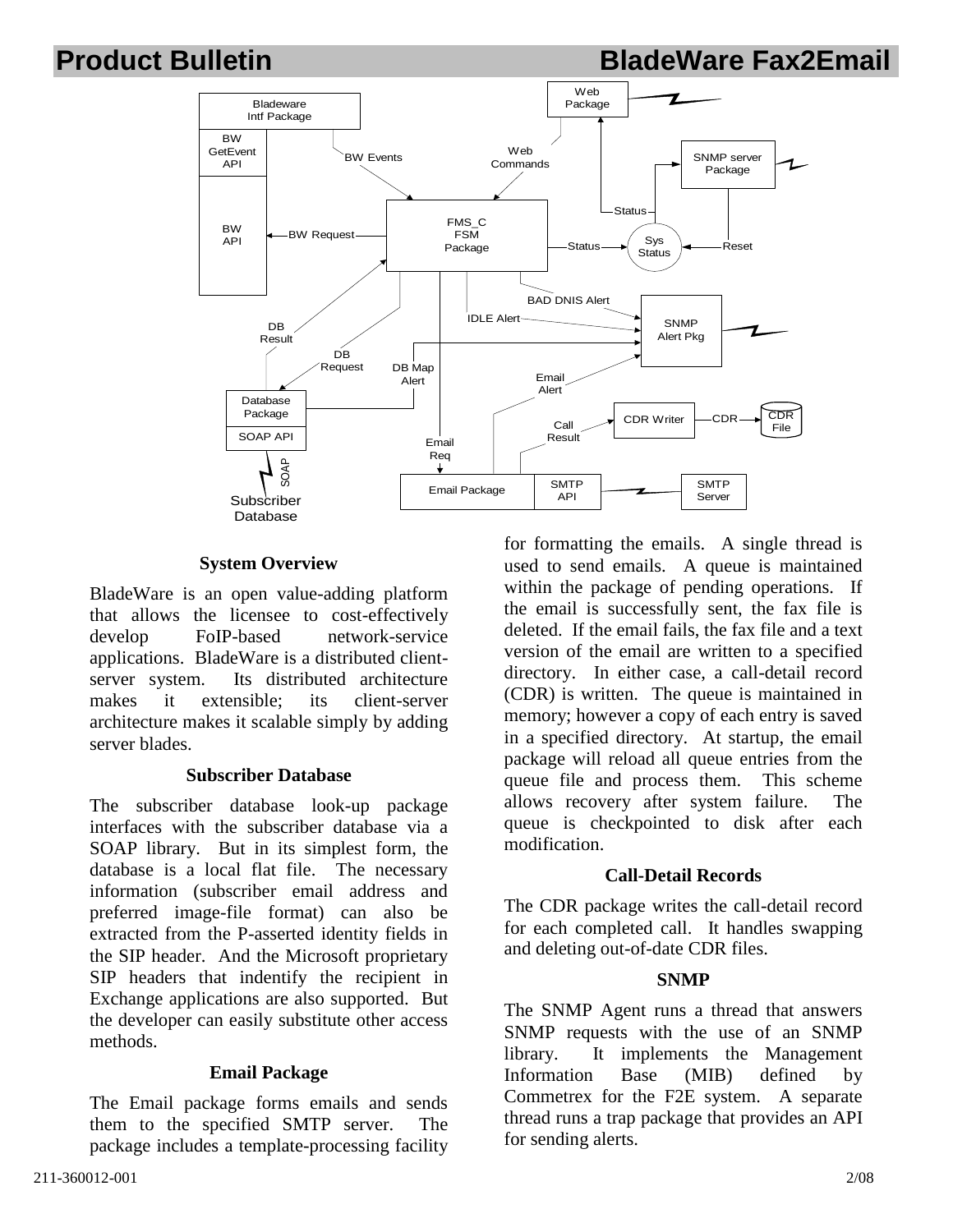# Product Bulletin BladeWare Fax2Email

### System Overview

BladeWare is an open value-adding platform that allows the licensee to cost-effectively develop FoIP-based network-service applications. BladeWare is a distributed client-server system. Its distributed architecture makes it extensible; its client-server architecture makes it scalable simply by adding server blades.

### Subscriber Database

The subscriber database look-up package interfaces with the subscriber database via a SOAP library. But in its simplest form, the database is a local flat file. The necessary information (subscriber email address and preferred image-file format) can also be extracted from the P-asserted identity fields in the SIP header. And the Microsoft proprietary SIP headers that indentify the recipient in Exchange applications are also supported. But the developer can easily substitute other access methods.

### Email Package

The Email package forms emails and sends them to the specified SMTP server. The package includes a template-processing facility for formatting the emails. A single thread is used to send emails. A queue is maintained within the package of pending operations. If the email is successfully sent, the fax file is deleted. If the email fails, the fax file and a text version of the email are written to a specified directory. In either case, a call-detail record (CDR) is written. The queue is maintained in memory; however a copy of each entry is saved in a specified directory. At startup, the email package will reload all queue entries from the queue file and process them. This scheme allows recovery after system failure. The queue is checkpointed to disk after each modification.

### Call-Detail Records

The CDR package writes the call-detail record for each completed call. It handles swapping and deleting out-of-date CDR files.

### SNMP

The SNMP Agent runs a thread that answers SNMP requests with the use of an SNMP library. It implements the Management Information Base (MIB) defined by Commetrex for the F2E system. A separate thread runs a trap package that provides an API for sending alerts.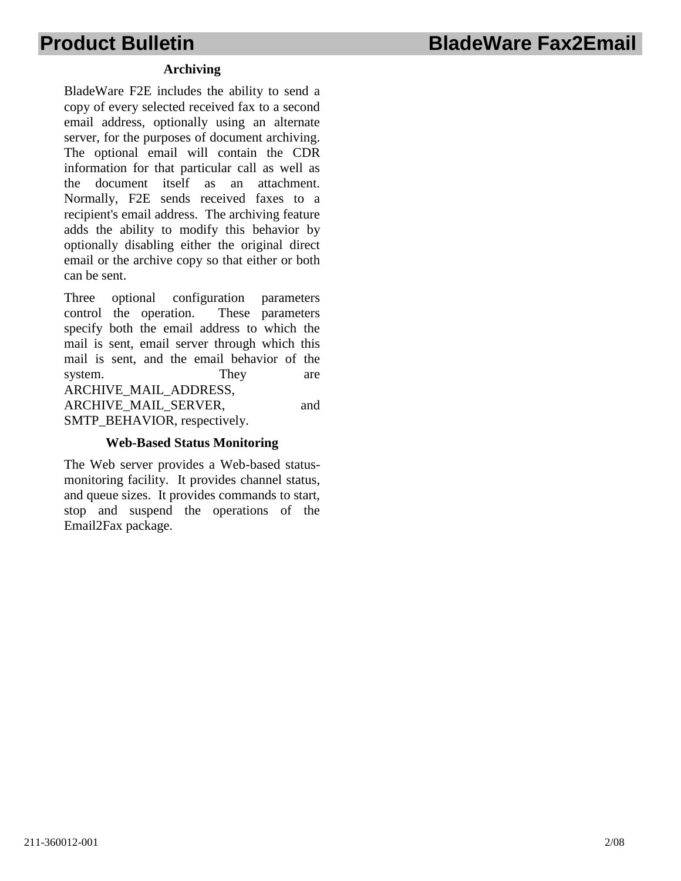### Archiving

BladeWare F2E includes the ability to send a copy of every selected received fax to a second email address, optionally using an alternate server, for the purposes of document archiving. The optional email will contain the CDR information for that particular call as well as the document itself as an attachment. Normally, F2E sends received faxes to a recipient's email address. The archiving feature adds the ability to modify this behavior by optionally disabling either the original direct email or the archive copy so that either or both can be sent.

Three optional configuration parameters control the operation. These parameters specify both the email address to which the mail is sent, email server through which this mail is sent, and the email behavior of the system. They are ARCHIVE_MAIL_ADDRESS, ARCHIVE_MAIL_SERVER, and SMTP_BEHAVIOR, respectively.

### Web-Based Status Monitoring

The Web server provides a Web-based status-monitoring facility. It provides channel status, and queue sizes. It provides commands to start, stop and suspend the operations of the Email2Fax package.